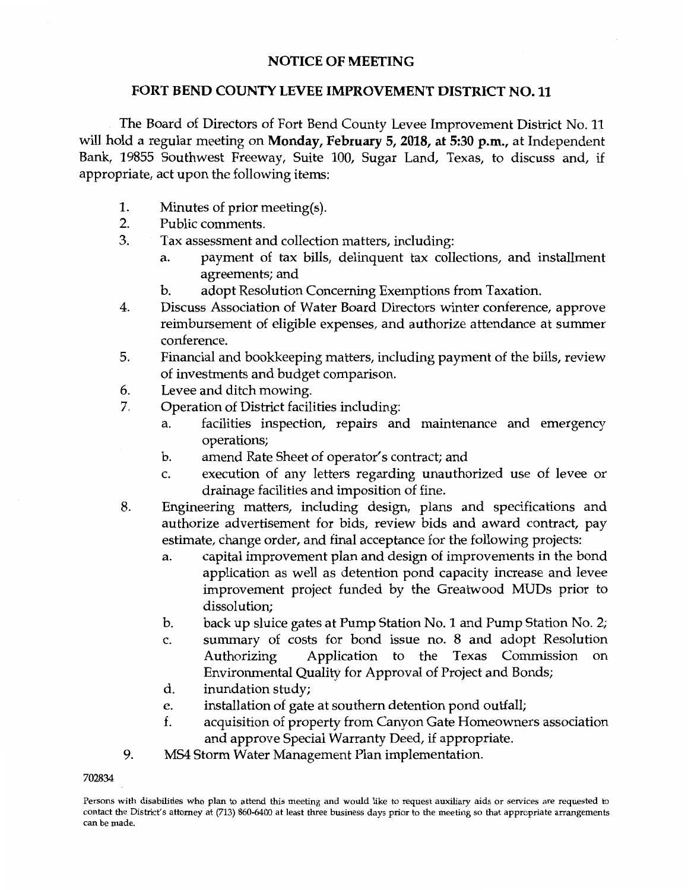# NOTICE OF MEETING

## FORT BEND COUNTY LEVEE IMPROVEMENT DISTRICT NO. 11

The Board of Directors of Fort Bend County Levee Improvement District No. 11 will hold a regular meeting on **Monday, February 5, 2018, at 5:30 p.m.**, at Independent Bank, 19855 Southwest Freeway, Suite 100, Sugar Land, Texas, to discuss and, if appropriate, act upon the following items:

1. Minutes of prior meeting(s).
2. Public comments.
3. Tax assessment and collection matters, including:
   a. payment of tax bills, delinquent tax collections, and installment agreements; and
   b. adopt Resolution Concerning Exemptions from Taxation.
4. Discuss Association of Water Board Directors winter conference, approve reimbursement of eligible expenses, and authorize attendance at summer conference.
5. Financial and bookkeeping matters, including payment of the bills, review of investments and budget comparison.
6. Levee and ditch mowing.
7. Operation of District facilities including:
   a. facilities inspection, repairs and maintenance and emergency operations;
   b. amend Rate Sheet of operator's contract; and
   c. execution of any letters regarding unauthorized use of levee or drainage facilities and imposition of fine.
8. Engineering matters, including design, plans and specifications and authorize advertisement for bids, review bids and award contract, pay estimate, change order, and final acceptance for the following projects:
   a. capital improvement plan and design of improvements in the bond application as well as detention pond capacity increase and levee improvement project funded by the Greatwood MUDs prior to dissolution;
   b. back up sluice gates at Pump Station No. 1 and Pump Station No. 2;
   c. summary of costs for bond issue no. 8 and adopt Resolution Authorizing Application to the Texas Commission on Environmental Quality for Approval of Project and Bonds;
   d. inundation study;
   e. installation of gate at southern detention pond outfall;
   f. acquisition of property from Canyon Gate Homeowners association and approve Special Warranty Deed, if appropriate.
9. MS4 Storm Water Management Plan implementation.

702834

Persons with disabilities who plan to attend this meeting and would like to request auxiliary aids or services are requested to contact the District's attorney at (713) 860-6400 at least three business days prior to the meeting so that appropriate arrangements can be made.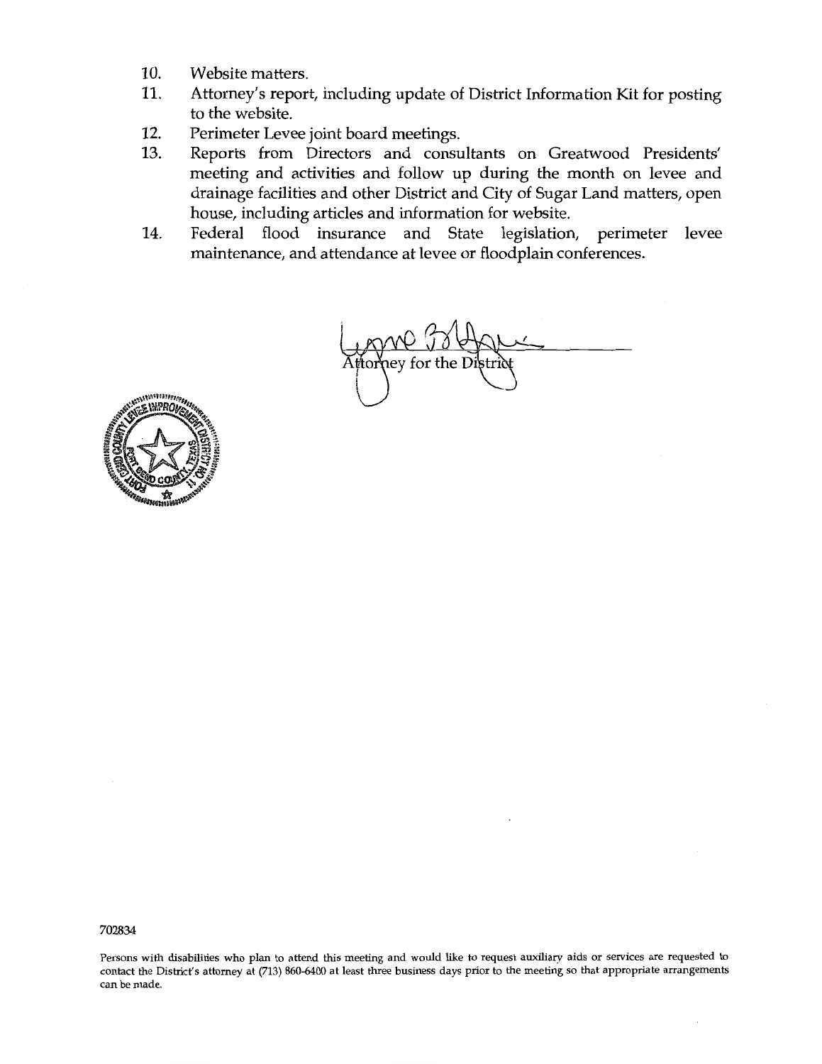10. Website matters.
11. Attorney's report, including update of District Information Kit for posting to the website.
12. Perimeter Levee joint board meetings.
13. Reports from Directors and consultants on Greatwood Presidents' meeting and activities and follow up during the month on levee and drainage facilities and other District and City of Sugar Land matters, open house, including articles and information for website.
14. Federal flood insurance and State legislation, perimeter levee maintenance, and attendance at levee or floodplain conferences.

Attorney for the District

702834

Persons with disabilities who plan to attend this meeting and would like to request auxiliary aids or services are requested to contact the District's attorney at (713) 860-6400 at least three business days prior to the meeting so that appropriate arrangements can be made.